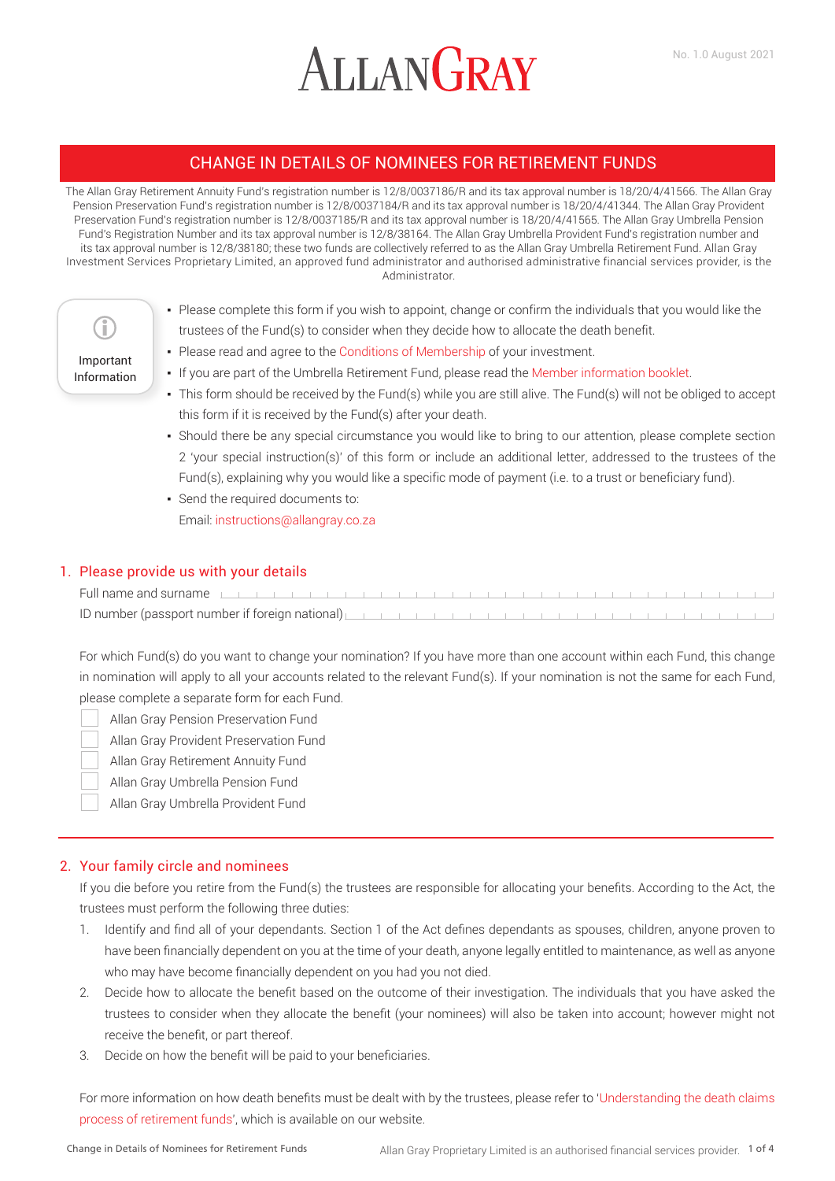ALLAN GRAY

No. 1.0 August 2021

# CHANGE IN DETAILS OF NOMINEES FOR RETIREMENT FUNDS

The Allan Gray Retirement Annuity Fund's registration number is 12/8/0037186/R and its tax approval number is 18/20/4/41566. The Allan Gray Pension Preservation Fund's registration number is 12/8/0037184/R and its tax approval number is 18/20/4/41344. The Allan Gray Provident Preservation Fund's registration number is 12/8/0037185/R and its tax approval number is 18/20/4/41565. The Allan Gray Umbrella Pension Fund's Registration Number and its tax approval number is 12/8/38164. The Allan Gray Umbrella Provident Fund's registration number and its tax approval number is 12/8/38180; these two funds are collectively referred to as the Allan Gray Umbrella Retirement Fund. Allan Gray Investment Services Proprietary Limited, an approved fund administrator and authorised administrative financial services provider, is the Administrator.

**Important Information**

- Please complete this form if you wish to appoint, change or confirm the individuals that you would like the trustees of the Fund(s) to consider when they decide how to allocate the death benefit.
- Please read and agree to the Conditions of Membership of your investment.
- If you are part of the Umbrella Retirement Fund, please read the Member information booklet.
- This form should be received by the Fund(s) while you are still alive. The Fund(s) will not be obliged to accept this form if it is received by the Fund(s) after your death.
- Should there be any special circumstance you would like to bring to our attention, please complete section 2 'your special instruction(s)' of this form or include an additional letter, addressed to the trustees of the Fund(s), explaining why you would like a specific mode of payment (i.e. to a trust or beneficiary fund).
- Send the required documents to:
  Email: instructions@allangray.co.za

## 1. Please provide us with your details

Full name and surname ______________________________

ID number (passport number if foreign national) ______________________________

For which Fund(s) do you want to change your nomination? If you have more than one account within each Fund, this change in nomination will apply to all your accounts related to the relevant Fund(s). If your nomination is not the same for each Fund, please complete a separate form for each Fund.

- ☐ Allan Gray Pension Preservation Fund
- ☐ Allan Gray Provident Preservation Fund
- ☐ Allan Gray Retirement Annuity Fund
- ☐ Allan Gray Umbrella Pension Fund
- ☐ Allan Gray Umbrella Provident Fund

## 2. Your family circle and nominees

If you die before you retire from the Fund(s) the trustees are responsible for allocating your benefits. According to the Act, the trustees must perform the following three duties:

1. Identify and find all of your dependants. Section 1 of the Act defines dependants as spouses, children, anyone proven to have been financially dependent on you at the time of your death, anyone legally entitled to maintenance, as well as anyone who may have become financially dependent on you had you not died.
2. Decide how to allocate the benefit based on the outcome of their investigation. The individuals that you have asked the trustees to consider when they allocate the benefit (your nominees) will also be taken into account; however might not receive the benefit, or part thereof.
3. Decide on how the benefit will be paid to your beneficiaries.

For more information on how death benefits must be dealt with by the trustees, please refer to 'Understanding the death claims process of retirement funds', which is available on our website.

Change in Details of Nominees for Retirement Funds

Allan Gray Proprietary Limited is an authorised financial services provider.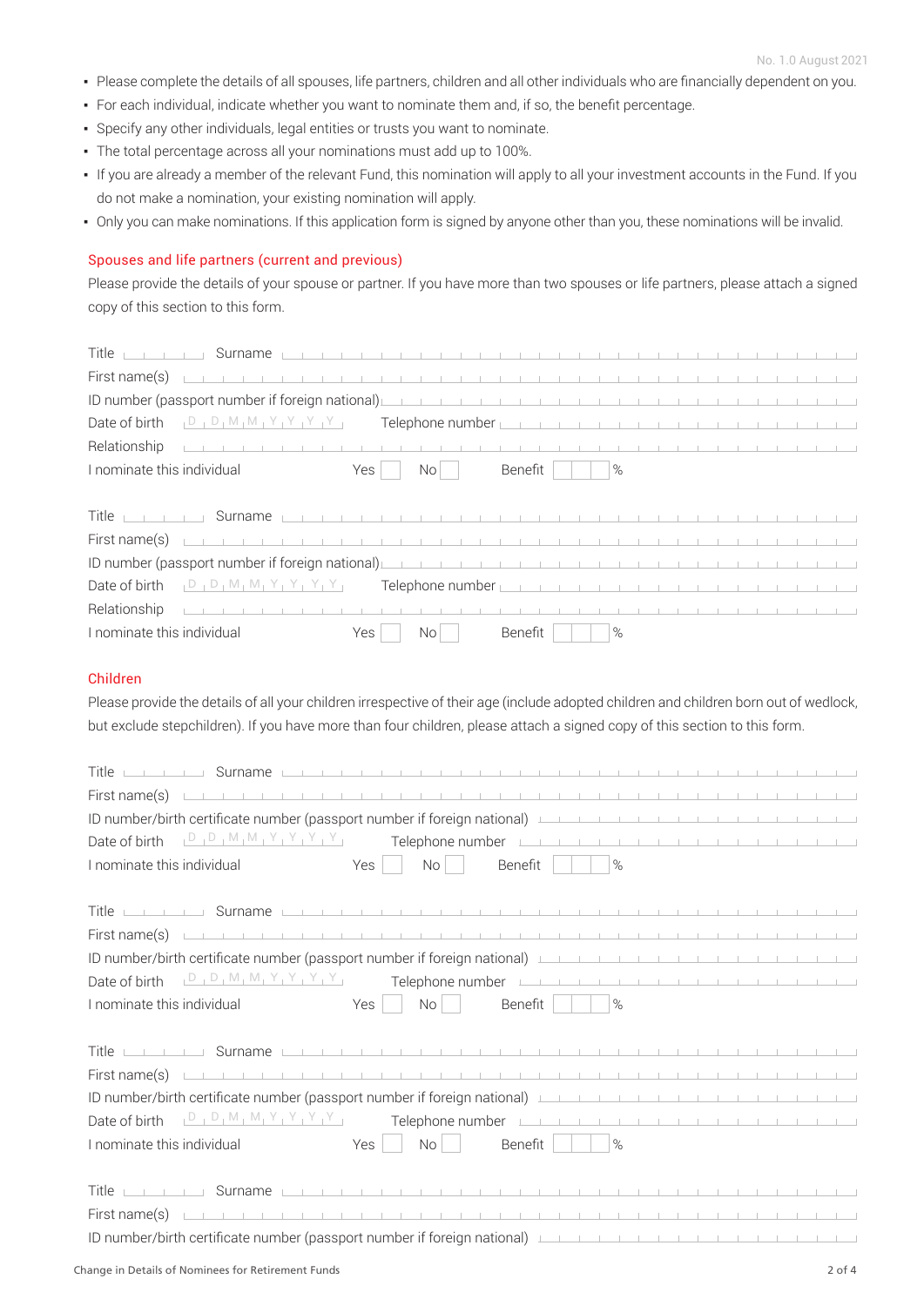No. 1.0 August 2021

- Please complete the details of all spouses, life partners, children and all other individuals who are financially dependent on you.
- For each individual, indicate whether you want to nominate them and, if so, the benefit percentage.
- Specify any other individuals, legal entities or trusts you want to nominate.
- The total percentage across all your nominations must add up to 100%.
- If you are already a member of the relevant Fund, this nomination will apply to all your investment accounts in the Fund. If you do not make a nomination, your existing nomination will apply.
- Only you can make nominations. If this application form is signed by anyone other than you, these nominations will be invalid.

## Spouses and life partners (current and previous)

Please provide the details of your spouse or partner. If you have more than two spouses or life partners, please attach a signed copy of this section to this form.

Title ______ Surname ______________________________

First name(s) ______________________________

ID number (passport number if foreign national) ______________________________

Date of birth D D M M Y Y Y Y Telephone number ______________________________

Relationship ______________________________

I nominate this individual Yes ☐ No ☐ Benefit ____ %

Title ______ Surname ______________________________

First name(s) ______________________________

ID number (passport number if foreign national) ______________________________

Date of birth D D M M Y Y Y Y Telephone number ______________________________

Relationship ______________________________

I nominate this individual Yes ☐ No ☐ Benefit ____ %

## Children

Please provide the details of all your children irrespective of their age (include adopted children and children born out of wedlock, but exclude stepchildren). If you have more than four children, please attach a signed copy of this section to this form.

Title ______ Surname ______________________________

First name(s) ______________________________

ID number/birth certificate number (passport number if foreign national) ______________________________

Date of birth D D M M Y Y Y Y Telephone number ______________________________

I nominate this individual Yes ☐ No ☐ Benefit ____ %

Title ______ Surname ______________________________

First name(s) ______________________________

ID number/birth certificate number (passport number if foreign national) ______________________________

Date of birth D D M M Y Y Y Y Telephone number ______________________________

I nominate this individual Yes ☐ No ☐ Benefit ____ %

Title ______ Surname ______________________________

First name(s) ______________________________

ID number/birth certificate number (passport number if foreign national) ______________________________

Date of birth D D M M Y Y Y Y Telephone number ______________________________

I nominate this individual Yes ☐ No ☐ Benefit ____ %

Title ______ Surname ______________________________

First name(s) ______________________________

ID number/birth certificate number (passport number if foreign national) ______________________________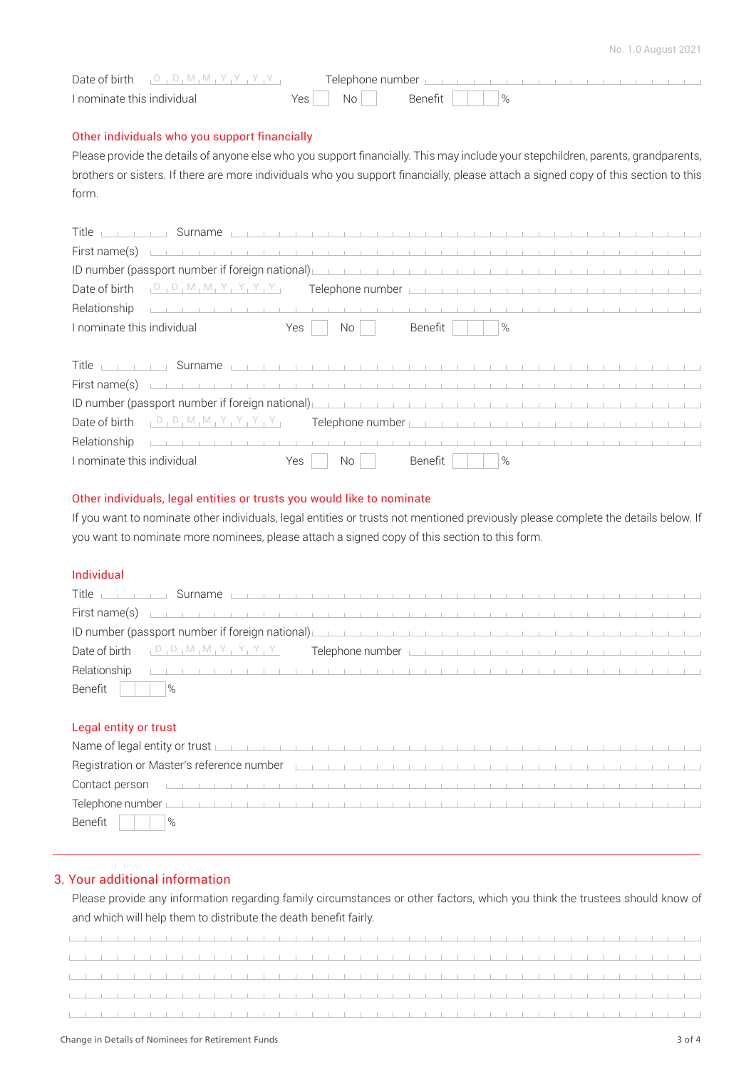Date of birth D D M M Y Y Y Y Telephone number

I nominate this individual Yes ☐ No ☐ Benefit ☐ %

## Other individuals who you support financially

Please provide the details of anyone else who you support financially. This may include your stepchildren, parents, grandparents, brothers or sisters. If there are more individuals who you support financially, please attach a signed copy of this section to this form.

Title Surname

First name(s)

ID number (passport number if foreign national)

Date of birth D D M M Y Y Y Y Telephone number

Relationship

I nominate this individual Yes ☐ No ☐ Benefit ☐ %

Title Surname

First name(s)

ID number (passport number if foreign national)

Date of birth D D M M Y Y Y Y Telephone number

Relationship

I nominate this individual Yes ☐ No ☐ Benefit ☐ %

## Other individuals, legal entities or trusts you would like to nominate

If you want to nominate other individuals, legal entities or trusts not mentioned previously please complete the details below. If you want to nominate more nominees, please attach a signed copy of this section to this form.

### Individual

Title Surname

First name(s)

ID number (passport number if foreign national)

Date of birth D D M M Y Y Y Y Telephone number

Relationship

Benefit ☐ %

### Legal entity or trust

Name of legal entity or trust

Registration or Master's reference number

Contact person

Telephone number

Benefit ☐ %

# 3. Your additional information

Please provide any information regarding family circumstances or other factors, which you think the trustees should know of and which will help them to distribute the death benefit fairly.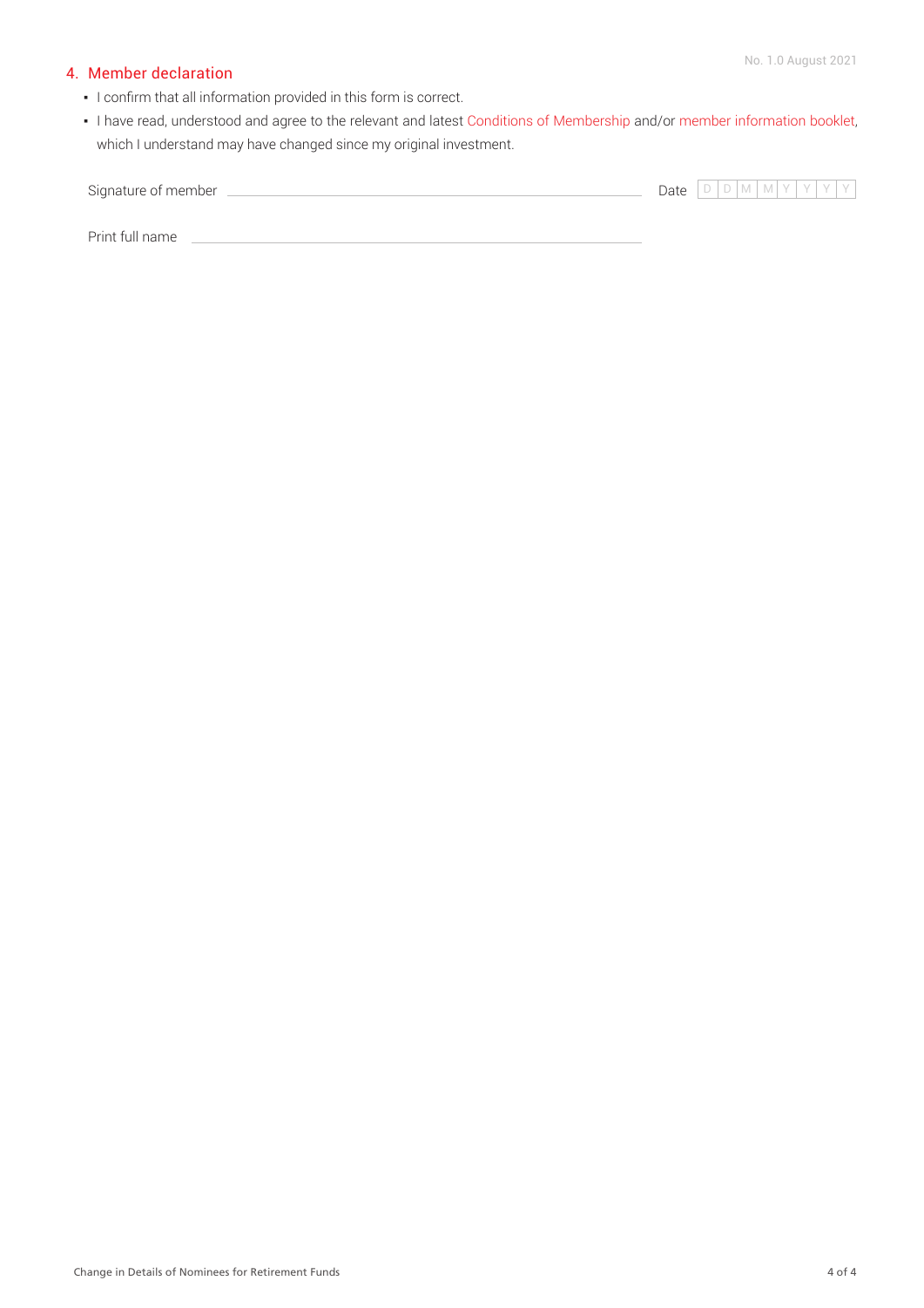No. 1.0 August 2021

## 4. Member declaration

- I confirm that all information provided in this form is correct.
- I have read, understood and agree to the relevant and latest Conditions of Membership and/or member information booklet, which I understand may have changed since my original investment.

Signature of member ______________________________ Date D D M M Y Y Y Y

Print full name ______________________________